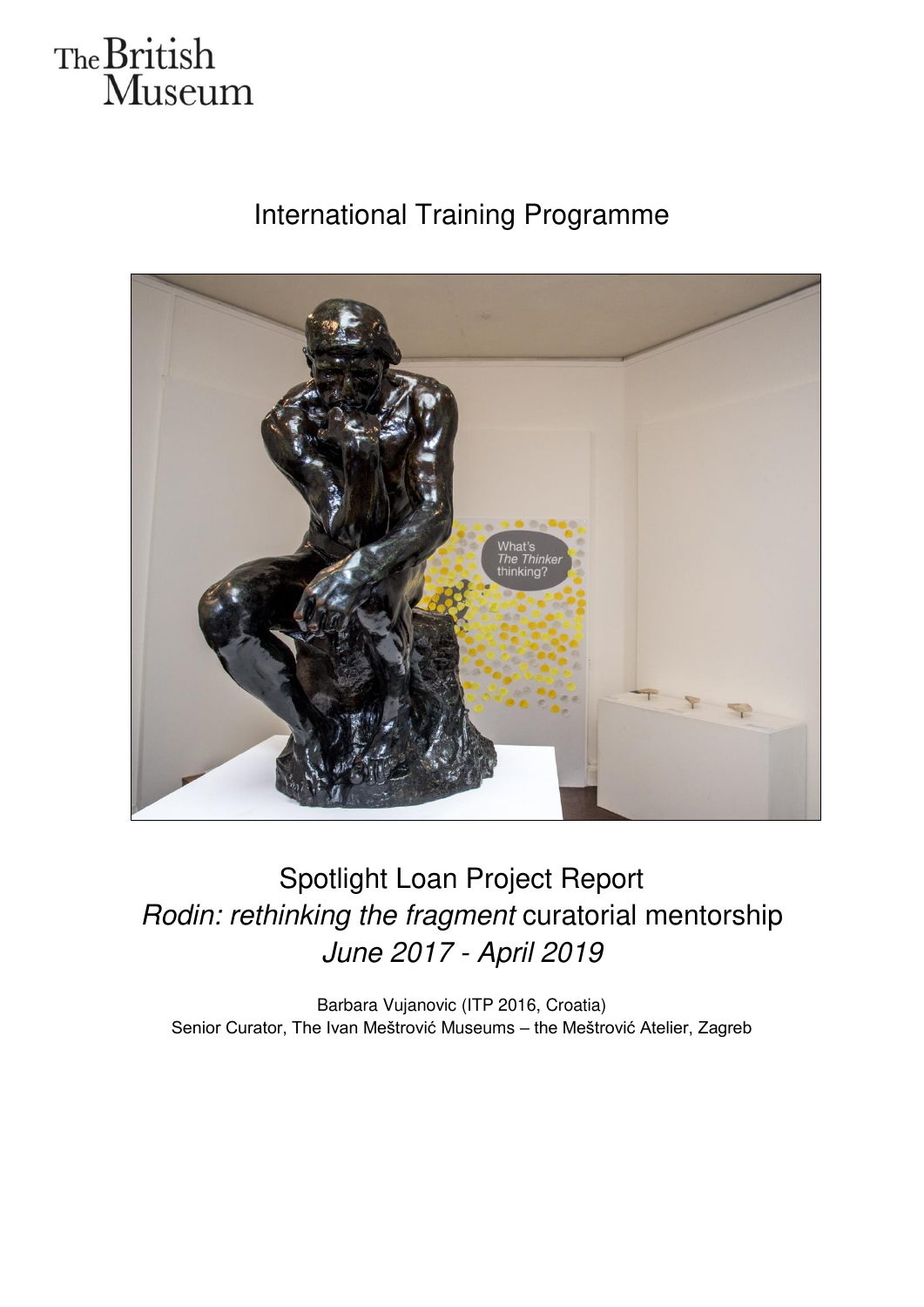The British Museum

# International Training Programme

# Spotlight Loan Project Report
## *Rodin: rethinking the fragment* curatorial mentorship
## *June 2017 - April 2019*

Barbara Vujanovic (ITP 2016, Croatia)
Senior Curator, The Ivan Meštrović Museums – the Meštrović Atelier, Zagreb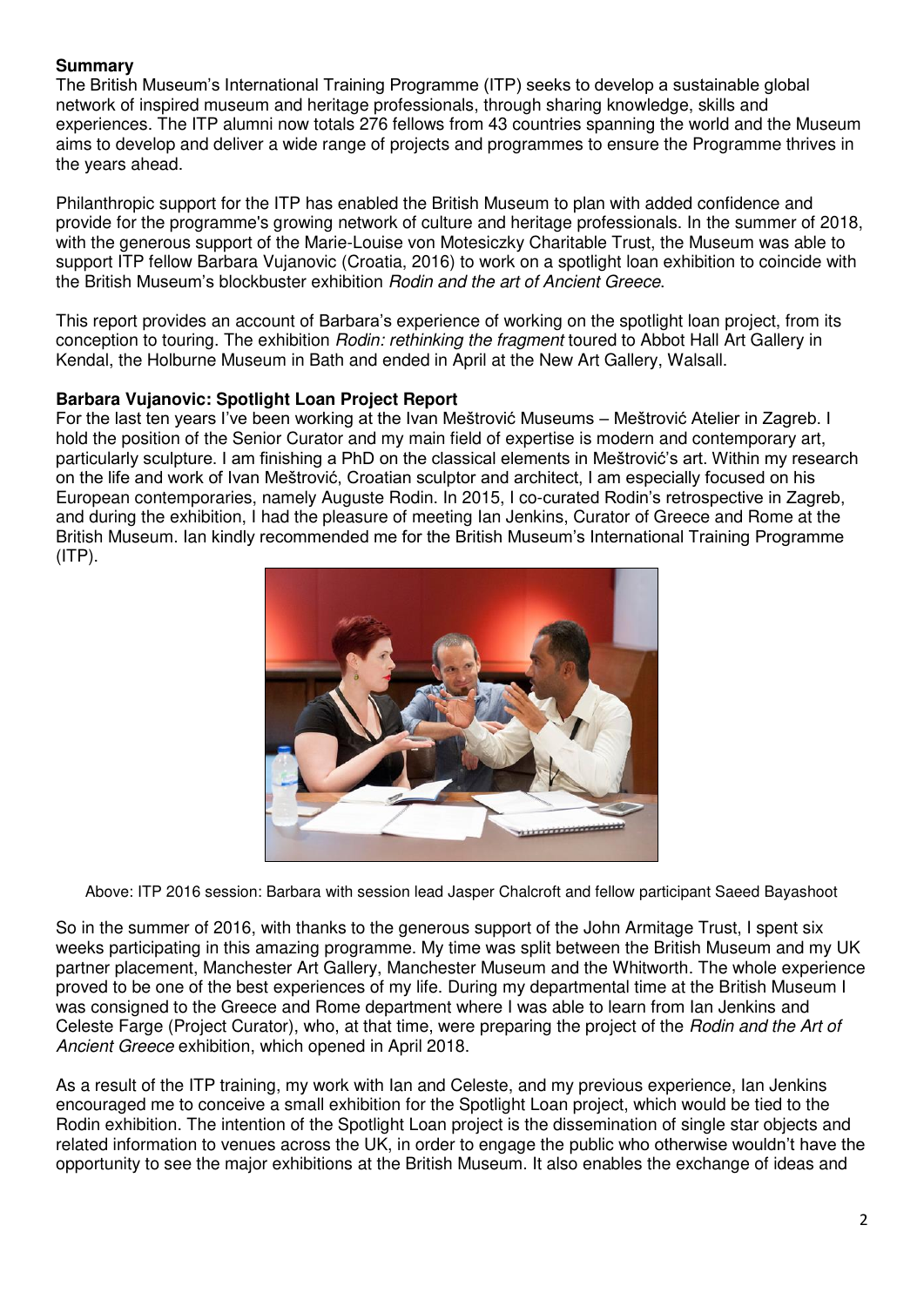**Summary**

The British Museum's International Training Programme (ITP) seeks to develop a sustainable global network of inspired museum and heritage professionals, through sharing knowledge, skills and experiences. The ITP alumni now totals 276 fellows from 43 countries spanning the world and the Museum aims to develop and deliver a wide range of projects and programmes to ensure the Programme thrives in the years ahead.

Philanthropic support for the ITP has enabled the British Museum to plan with added confidence and provide for the programme's growing network of culture and heritage professionals. In the summer of 2018, with the generous support of the Marie-Louise von Motesiczky Charitable Trust, the Museum was able to support ITP fellow Barbara Vujanovic (Croatia, 2016) to work on a spotlight loan exhibition to coincide with the British Museum's blockbuster exhibition *Rodin and the art of Ancient Greece*.

This report provides an account of Barbara's experience of working on the spotlight loan project, from its conception to touring. The exhibition *Rodin: rethinking the fragment* toured to Abbot Hall Art Gallery in Kendal, the Holburne Museum in Bath and ended in April at the New Art Gallery, Walsall.

**Barbara Vujanovic: Spotlight Loan Project Report**

For the last ten years I've been working at the Ivan Meštrović Museums – Meštrović Atelier in Zagreb. I hold the position of the Senior Curator and my main field of expertise is modern and contemporary art, particularly sculpture. I am finishing a PhD on the classical elements in Meštrović's art. Within my research on the life and work of Ivan Meštrović, Croatian sculptor and architect, I am especially focused on his European contemporaries, namely Auguste Rodin. In 2015, I co-curated Rodin's retrospective in Zagreb, and during the exhibition, I had the pleasure of meeting Ian Jenkins, Curator of Greece and Rome at the British Museum. Ian kindly recommended me for the British Museum's International Training Programme (ITP).

Above: ITP 2016 session: Barbara with session lead Jasper Chalcroft and fellow participant Saeed Bayashoot

So in the summer of 2016, with thanks to the generous support of the John Armitage Trust, I spent six weeks participating in this amazing programme. My time was split between the British Museum and my UK partner placement, Manchester Art Gallery, Manchester Museum and the Whitworth. The whole experience proved to be one of the best experiences of my life. During my departmental time at the British Museum I was consigned to the Greece and Rome department where I was able to learn from Ian Jenkins and Celeste Farge (Project Curator), who, at that time, were preparing the project of the *Rodin and the Art of Ancient Greece* exhibition, which opened in April 2018.

As a result of the ITP training, my work with Ian and Celeste, and my previous experience, Ian Jenkins encouraged me to conceive a small exhibition for the Spotlight Loan project, which would be tied to the Rodin exhibition. The intention of the Spotlight Loan project is the dissemination of single star objects and related information to venues across the UK, in order to engage the public who otherwise wouldn't have the opportunity to see the major exhibitions at the British Museum. It also enables the exchange of ideas and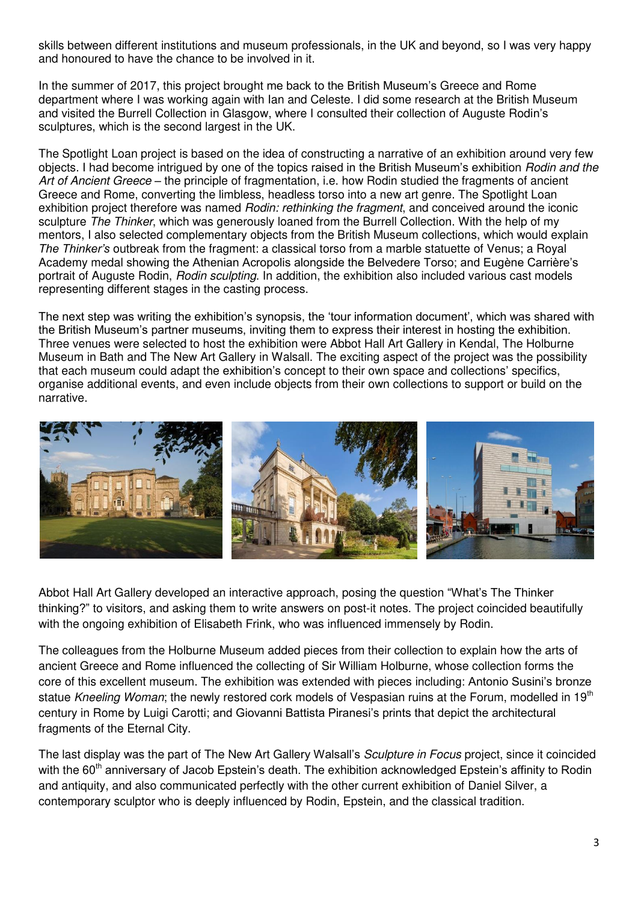skills between different institutions and museum professionals, in the UK and beyond, so I was very happy and honoured to have the chance to be involved in it.

In the summer of 2017, this project brought me back to the British Museum's Greece and Rome department where I was working again with Ian and Celeste. I did some research at the British Museum and visited the Burrell Collection in Glasgow, where I consulted their collection of Auguste Rodin's sculptures, which is the second largest in the UK.

The Spotlight Loan project is based on the idea of constructing a narrative of an exhibition around very few objects. I had become intrigued by one of the topics raised in the British Museum's exhibition *Rodin and the Art of Ancient Greece* – the principle of fragmentation, i.e. how Rodin studied the fragments of ancient Greece and Rome, converting the limbless, headless torso into a new art genre. The Spotlight Loan exhibition project therefore was named *Rodin: rethinking the fragment*, and conceived around the iconic sculpture *The Thinker*, which was generously loaned from the Burrell Collection. With the help of my mentors, I also selected complementary objects from the British Museum collections, which would explain *The Thinker's* outbreak from the fragment: a classical torso from a marble statuette of Venus; a Royal Academy medal showing the Athenian Acropolis alongside the Belvedere Torso; and Eugène Carrière's portrait of Auguste Rodin, *Rodin sculpting*. In addition, the exhibition also included various cast models representing different stages in the casting process.

The next step was writing the exhibition's synopsis, the 'tour information document', which was shared with the British Museum's partner museums, inviting them to express their interest in hosting the exhibition. Three venues were selected to host the exhibition were Abbot Hall Art Gallery in Kendal, The Holburne Museum in Bath and The New Art Gallery in Walsall. The exciting aspect of the project was the possibility that each museum could adapt the exhibition's concept to their own space and collections' specifics, organise additional events, and even include objects from their own collections to support or build on the narrative.

Abbot Hall Art Gallery developed an interactive approach, posing the question "What's The Thinker thinking?" to visitors, and asking them to write answers on post-it notes. The project coincided beautifully with the ongoing exhibition of Elisabeth Frink, who was influenced immensely by Rodin.

The colleagues from the Holburne Museum added pieces from their collection to explain how the arts of ancient Greece and Rome influenced the collecting of Sir William Holburne, whose collection forms the core of this excellent museum. The exhibition was extended with pieces including: Antonio Susini's bronze statue *Kneeling Woman*; the newly restored cork models of Vespasian ruins at the Forum, modelled in 19th century in Rome by Luigi Carotti; and Giovanni Battista Piranesi's prints that depict the architectural fragments of the Eternal City.

The last display was the part of The New Art Gallery Walsall's *Sculpture in Focus* project, since it coincided with the 60th anniversary of Jacob Epstein's death. The exhibition acknowledged Epstein's affinity to Rodin and antiquity, and also communicated perfectly with the other current exhibition of Daniel Silver, a contemporary sculptor who is deeply influenced by Rodin, Epstein, and the classical tradition.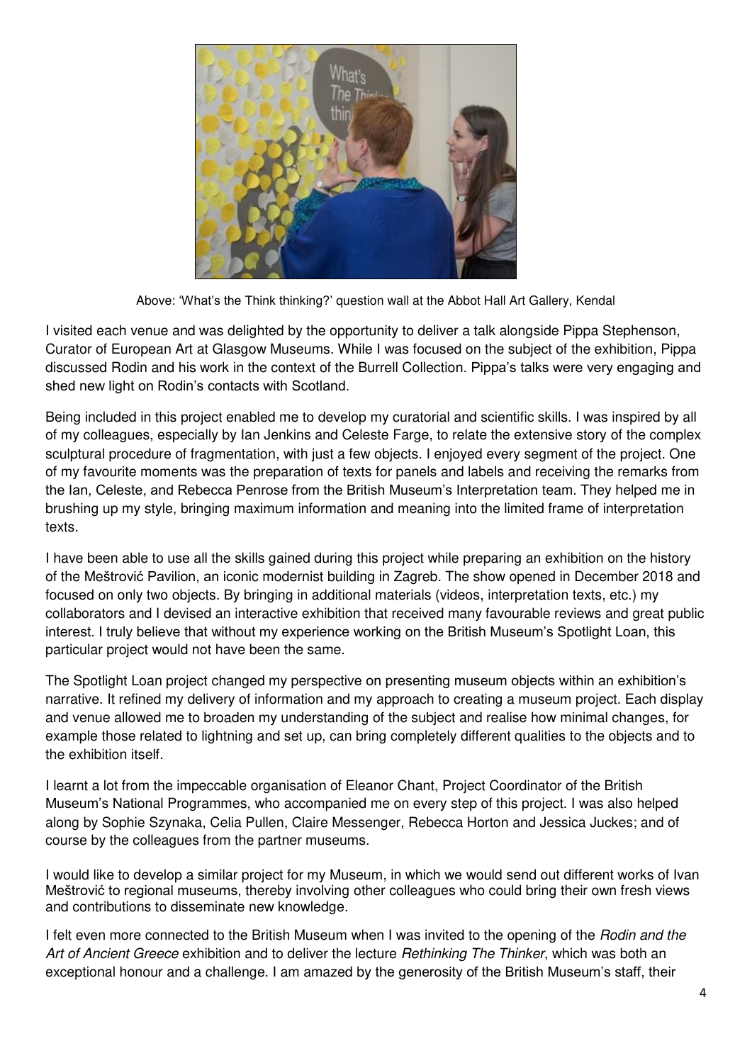Above: 'What's the Think thinking?' question wall at the Abbot Hall Art Gallery, Kendal

I visited each venue and was delighted by the opportunity to deliver a talk alongside Pippa Stephenson, Curator of European Art at Glasgow Museums. While I was focused on the subject of the exhibition, Pippa discussed Rodin and his work in the context of the Burrell Collection. Pippa's talks were very engaging and shed new light on Rodin's contacts with Scotland.

Being included in this project enabled me to develop my curatorial and scientific skills. I was inspired by all of my colleagues, especially by Ian Jenkins and Celeste Farge, to relate the extensive story of the complex sculptural procedure of fragmentation, with just a few objects. I enjoyed every segment of the project. One of my favourite moments was the preparation of texts for panels and labels and receiving the remarks from the Ian, Celeste, and Rebecca Penrose from the British Museum's Interpretation team. They helped me in brushing up my style, bringing maximum information and meaning into the limited frame of interpretation texts.

I have been able to use all the skills gained during this project while preparing an exhibition on the history of the Meštrović Pavilion, an iconic modernist building in Zagreb. The show opened in December 2018 and focused on only two objects. By bringing in additional materials (videos, interpretation texts, etc.) my collaborators and I devised an interactive exhibition that received many favourable reviews and great public interest. I truly believe that without my experience working on the British Museum's Spotlight Loan, this particular project would not have been the same.

The Spotlight Loan project changed my perspective on presenting museum objects within an exhibition's narrative. It refined my delivery of information and my approach to creating a museum project. Each display and venue allowed me to broaden my understanding of the subject and realise how minimal changes, for example those related to lightning and set up, can bring completely different qualities to the objects and to the exhibition itself.

I learnt a lot from the impeccable organisation of Eleanor Chant, Project Coordinator of the British Museum's National Programmes, who accompanied me on every step of this project. I was also helped along by Sophie Szynaka, Celia Pullen, Claire Messenger, Rebecca Horton and Jessica Juckes; and of course by the colleagues from the partner museums.

I would like to develop a similar project for my Museum, in which we would send out different works of Ivan Meštrović to regional museums, thereby involving other colleagues who could bring their own fresh views and contributions to disseminate new knowledge.

I felt even more connected to the British Museum when I was invited to the opening of the *Rodin and the Art of Ancient Greece* exhibition and to deliver the lecture *Rethinking The Thinker*, which was both an exceptional honour and a challenge. I am amazed by the generosity of the British Museum's staff, their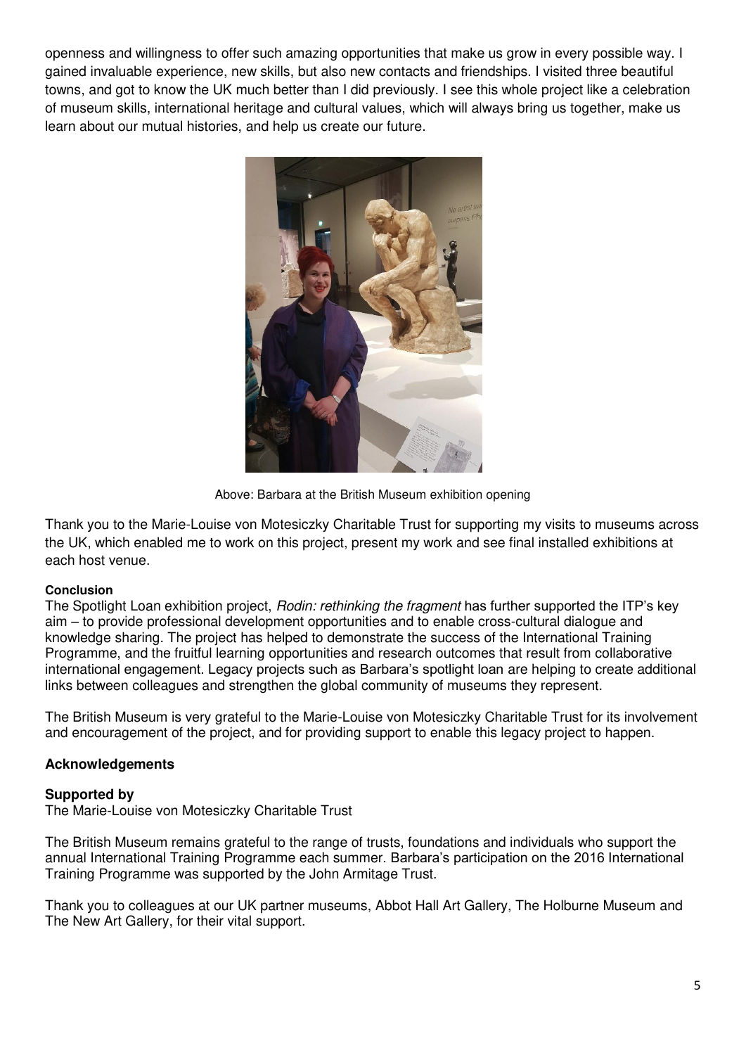openness and willingness to offer such amazing opportunities that make us grow in every possible way. I gained invaluable experience, new skills, but also new contacts and friendships. I visited three beautiful towns, and got to know the UK much better than I did previously. I see this whole project like a celebration of museum skills, international heritage and cultural values, which will always bring us together, make us learn about our mutual histories, and help us create our future.

Above: Barbara at the British Museum exhibition opening

Thank you to the Marie-Louise von Motesiczky Charitable Trust for supporting my visits to museums across the UK, which enabled me to work on this project, present my work and see final installed exhibitions at each host venue.

**Conclusion**

The Spotlight Loan exhibition project, *Rodin: rethinking the fragment* has further supported the ITP's key aim – to provide professional development opportunities and to enable cross-cultural dialogue and knowledge sharing. The project has helped to demonstrate the success of the International Training Programme, and the fruitful learning opportunities and research outcomes that result from collaborative international engagement. Legacy projects such as Barbara's spotlight loan are helping to create additional links between colleagues and strengthen the global community of museums they represent.

The British Museum is very grateful to the Marie-Louise von Motesiczky Charitable Trust for its involvement and encouragement of the project, and for providing support to enable this legacy project to happen.

## Acknowledgements

**Supported by**

The Marie-Louise von Motesiczky Charitable Trust

The British Museum remains grateful to the range of trusts, foundations and individuals who support the annual International Training Programme each summer. Barbara's participation on the 2016 International Training Programme was supported by the John Armitage Trust.

Thank you to colleagues at our UK partner museums, Abbot Hall Art Gallery, The Holburne Museum and The New Art Gallery, for their vital support.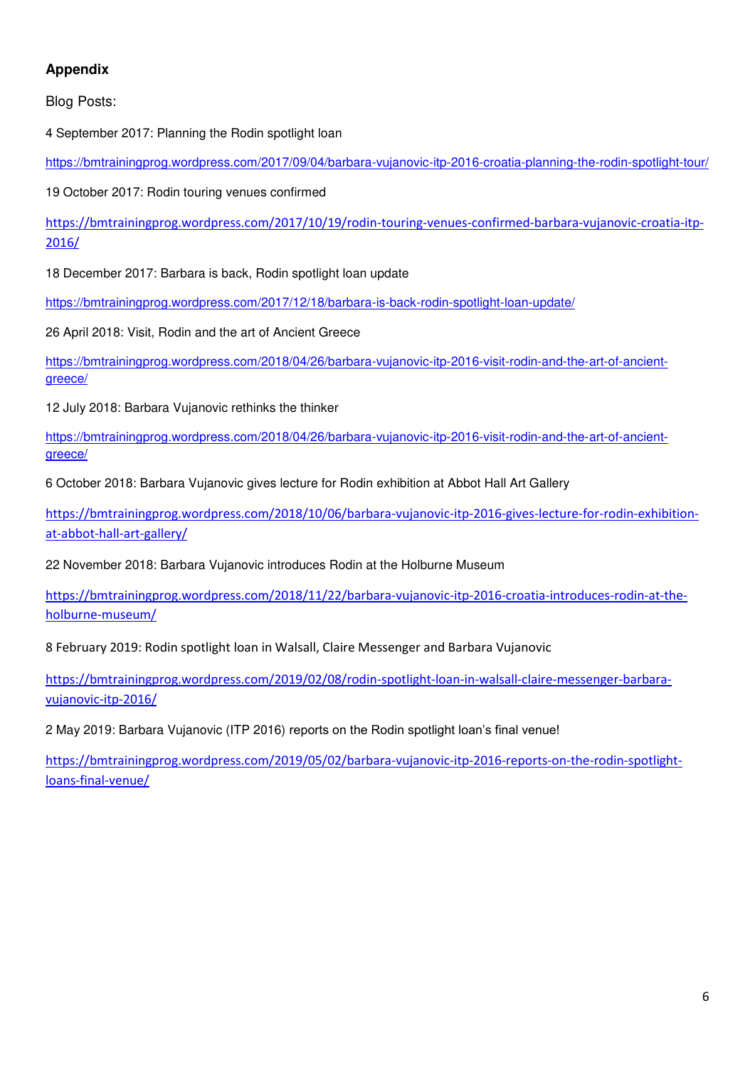**Appendix**

Blog Posts:

4 September 2017: Planning the Rodin spotlight loan

https://bmtrainingprog.wordpress.com/2017/09/04/barbara-vujanovic-itp-2016-croatia-planning-the-rodin-spotlight-tour/

19 October 2017: Rodin touring venues confirmed

https://bmtrainingprog.wordpress.com/2017/10/19/rodin-touring-venues-confirmed-barbara-vujanovic-croatia-itp-2016/

18 December 2017: Barbara is back, Rodin spotlight loan update

https://bmtrainingprog.wordpress.com/2017/12/18/barbara-is-back-rodin-spotlight-loan-update/

26 April 2018: Visit, Rodin and the art of Ancient Greece

https://bmtrainingprog.wordpress.com/2018/04/26/barbara-vujanovic-itp-2016-visit-rodin-and-the-art-of-ancient-greece/

12 July 2018: Barbara Vujanovic rethinks the thinker

https://bmtrainingprog.wordpress.com/2018/04/26/barbara-vujanovic-itp-2016-visit-rodin-and-the-art-of-ancient-greece/

6 October 2018: Barbara Vujanovic gives lecture for Rodin exhibition at Abbot Hall Art Gallery

https://bmtrainingprog.wordpress.com/2018/10/06/barbara-vujanovic-itp-2016-gives-lecture-for-rodin-exhibition-at-abbot-hall-art-gallery/

22 November 2018: Barbara Vujanovic introduces Rodin at the Holburne Museum

https://bmtrainingprog.wordpress.com/2018/11/22/barbara-vujanovic-itp-2016-croatia-introduces-rodin-at-the-holburne-museum/

8 February 2019: Rodin spotlight loan in Walsall, Claire Messenger and Barbara Vujanovic

https://bmtrainingprog.wordpress.com/2019/02/08/rodin-spotlight-loan-in-walsall-claire-messenger-barbara-vujanovic-itp-2016/

2 May 2019: Barbara Vujanovic (ITP 2016) reports on the Rodin spotlight loan's final venue!

https://bmtrainingprog.wordpress.com/2019/05/02/barbara-vujanovic-itp-2016-reports-on-the-rodin-spotlight-loans-final-venue/